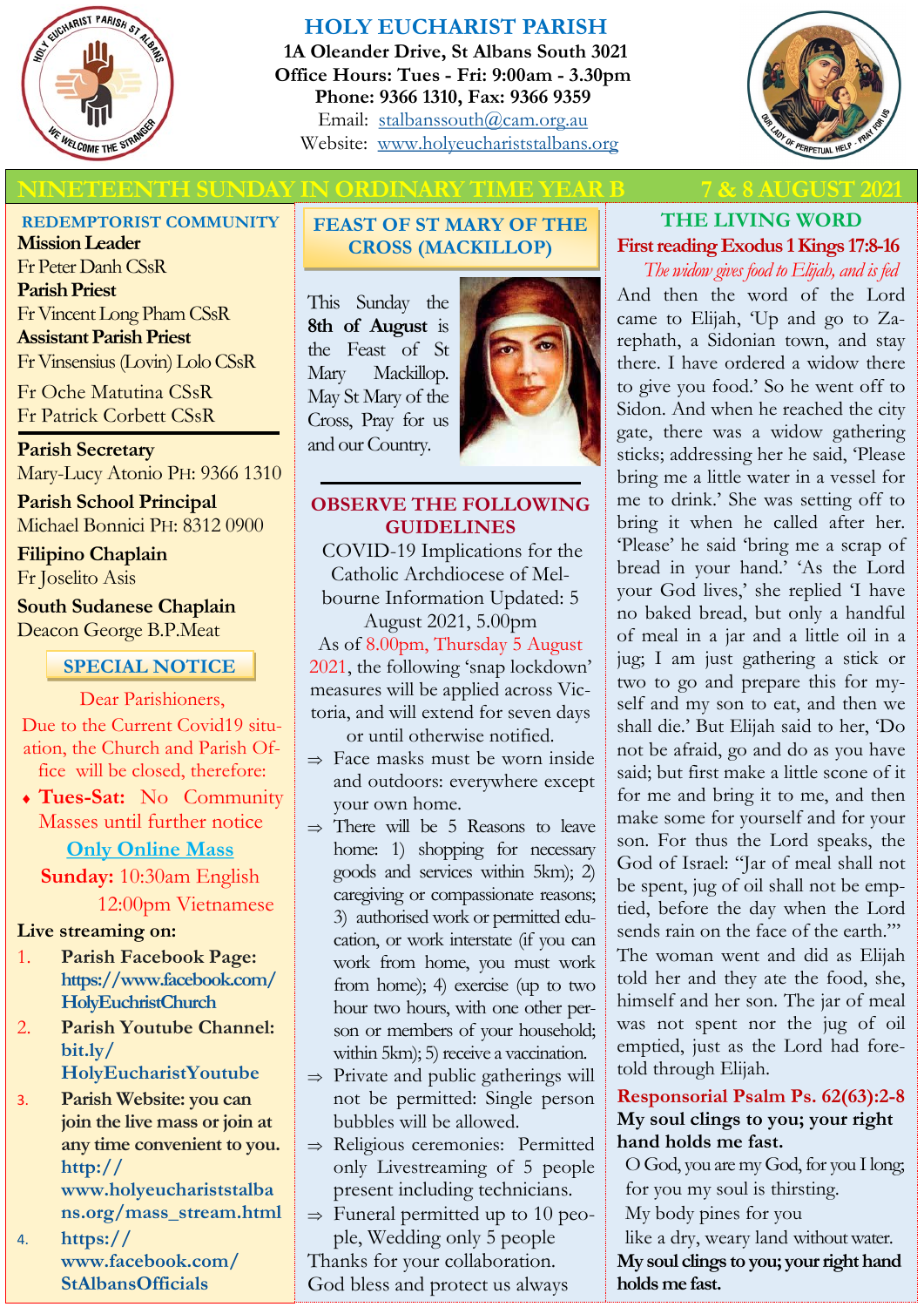# HOLY EUCHARIST PARISH

**1A Oleander Drive, St Albans South 3021**
**Office Hours: Tues - Fri: 9:00am - 3.30pm**
**Phone: 9366 1310, Fax: 9366 9359**
Email: stalbanssouth@cam.org.au
Website: www.holyeucharriststalbans.org

## NINETEENTH SUNDAY IN ORDINARY TIME YEAR B — 7 & 8 AUGUST 2021

### REDEMPTORIST COMMUNITY

**Mission Leader**
Fr Peter Danh CSsR
**Parish Priest**
Fr Vincent Long Pham CSsR
**Assistant Parish Priest**
Fr Vinsensius (Lovin) Lolo CSsR
Fr Oche Matutina CSsR
Fr Patrick Corbett CSsR

**Parish Secretary**
Mary-Lucy Atonio PH: 9366 1310

**Parish School Principal**
Michael Bonnici PH: 8312 0900

**Filipino Chaplain**
Fr Joselito Asis

**South Sudanese Chaplain**
Deacon George B.P.Meat

### SPECIAL NOTICE

Dear Parishioners,

Due to the Current Covid19 situation, the Church and Parish Office will be closed, therefore:

- **Tues-Sat:** No Community Masses until further notice

**Only Online Mass**

**Sunday:** 10:30am English
12:00pm Vietnamese

**Live streaming on:**

1. **Parish Facebook Page: https://www.facebook.com/HolyEuchristChurch**
2. **Parish Youtube Channel: bit.ly/HolyEucharistYoutube**
3. **Parish Website: you can join the live mass or join at any time convenient to you. http://www.holyeucharriststalbans.org/mass_stream.html**
4. **https://www.facebook.com/StAlbansOfficials**

### FEAST OF ST MARY OF THE CROSS (MACKILLOP)

This Sunday the **8th of August** is the Feast of St Mary Mackillop. May St Mary of the Cross, Pray for us and our Country.

### OBSERVE THE FOLLOWING GUIDELINES

COVID-19 Implications for the Catholic Archdiocese of Melbourne Information Updated: 5 August 2021, 5.00pm

As of 8.00pm, Thursday 5 August 2021, the following 'snap lockdown' measures will be applied across Victoria, and will extend for seven days or until otherwise notified.

- Face masks must be worn inside and outdoors: everywhere except your own home.
- There will be 5 Reasons to leave home: 1) shopping for necessary goods and services within 5km); 2) caregiving or compassionate reasons; 3) authorised work or permitted education, or work interstate (if you can work from home, you must work from home); 4) exercise (up to two hour two hours, with one other person or members of your household; within 5km); 5) receive a vaccination.
- Private and public gatherings will not be permitted: Single person bubbles will be allowed.
- Religious ceremonies: Permitted only Livestreaming of 5 people present including technicians.
- Funeral permitted up to 10 people, Wedding only 5 people

Thanks for your collaboration.
God bless and protect us always

### THE LIVING WORD

**First reading Exodus 1 Kings 17:8-16**

*The widow gives food to Elijah, and is fed*

And then the word of the Lord came to Elijah, 'Up and go to Zarephath, a Sidonian town, and stay there. I have ordered a widow there to give you food.' So he went off to Sidon. And when he reached the city gate, there was a widow gathering sticks; addressing her he said, 'Please bring me a little water in a vessel for me to drink.' She was setting off to bring it when he called after her. 'Please' he said 'bring me a scrap of bread in your hand.' 'As the Lord your God lives,' she replied 'I have no baked bread, but only a handful of meal in a jar and a little oil in a jug; I am just gathering a stick or two to go and prepare this for myself and my son to eat, and then we shall die.' But Elijah said to her, 'Do not be afraid, go and do as you have said; but first make a little scone of it for me and bring it to me, and then make some for yourself and for your son. For thus the Lord speaks, the God of Israel: "Jar of meal shall not be spent, jug of oil shall not be emptied, before the day when the Lord sends rain on the face of the earth."' The woman went and did as Elijah told her and they ate the food, she, himself and her son. The jar of meal was not spent nor the jug of oil emptied, just as the Lord had foretold through Elijah.

**Responsorial Psalm Ps. 62(63):2-8**

**My soul clings to you; your right hand holds me fast.**

O God, you are my God, for you I long;
for you my soul is thirsting.
My body pines for you
like a dry, weary land without water.

**My soul clings to you; your right hand holds me fast.**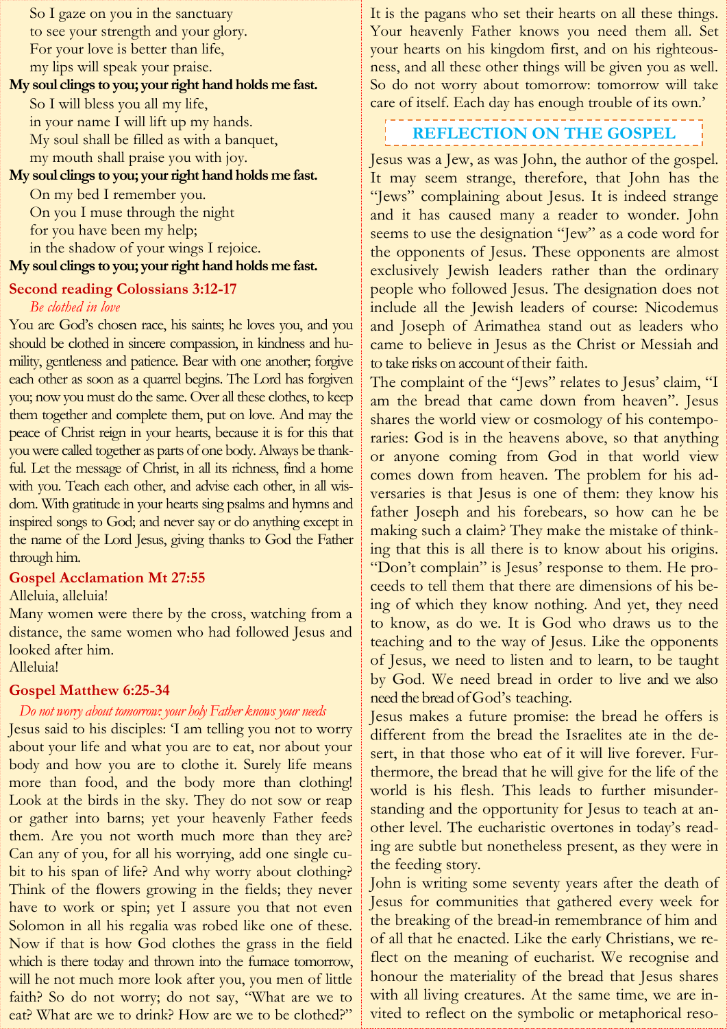So I gaze on you in the sanctuary
to see your strength and your glory.
For your love is better than life,
my lips will speak your praise.

**My soul clings to you; your right hand holds me fast.**

So I will bless you all my life,
in your name I will lift up my hands.
My soul shall be filled as with a banquet,
my mouth shall praise you with joy.

**My soul clings to you; your right hand holds me fast.**

On my bed I remember you.
On you I muse through the night
for you have been my help;
in the shadow of your wings I rejoice.

**My soul clings to you; your right hand holds me fast.**

### Second reading Colossians 3:12-17

*Be clothed in love*

You are God's chosen race, his saints; he loves you, and you should be clothed in sincere compassion, in kindness and humility, gentleness and patience. Bear with one another; forgive each other as soon as a quarrel begins. The Lord has forgiven you; now you must do the same. Over all these clothes, to keep them together and complete them, put on love. And may the peace of Christ reign in your hearts, because it is for this that you were called together as parts of one body. Always be thankful. Let the message of Christ, in all its richness, find a home with you. Teach each other, and advise each other, in all wisdom. With gratitude in your hearts sing psalms and hymns and inspired songs to God; and never say or do anything except in the name of the Lord Jesus, giving thanks to God the Father through him.

### Gospel Acclamation Mt 27:55

Alleluia, alleluia!
Many women were there by the cross, watching from a distance, the same women who had followed Jesus and looked after him.
Alleluia!

### Gospel Matthew 6:25-34

*Do not worry about tomorrow: your holy Father knows your needs*

Jesus said to his disciples: 'I am telling you not to worry about your life and what you are to eat, nor about your body and how you are to clothe it. Surely life means more than food, and the body more than clothing! Look at the birds in the sky. They do not sow or reap or gather into barns; yet your heavenly Father feeds them. Are you not worth much more than they are? Can any of you, for all his worrying, add one single cubit to his span of life? And why worry about clothing? Think of the flowers growing in the fields; they never have to work or spin; yet I assure you that not even Solomon in all his regalia was robed like one of these. Now if that is how God clothes the grass in the field which is there today and thrown into the furnace tomorrow, will he not much more look after you, you men of little faith? So do not worry; do not say, "What are we to eat? What are we to drink? How are we to be clothed?" It is the pagans who set their hearts on all these things. Your heavenly Father knows you need them all. Set your hearts on his kingdom first, and on his righteousness, and all these other things will be given you as well. So do not worry about tomorrow: tomorrow will take care of itself. Each day has enough trouble of its own.'

## REFLECTION ON THE GOSPEL

Jesus was a Jew, as was John, the author of the gospel. It may seem strange, therefore, that John has the "Jews" complaining about Jesus. It is indeed strange and it has caused many a reader to wonder. John seems to use the designation "Jew" as a code word for the opponents of Jesus. These opponents are almost exclusively Jewish leaders rather than the ordinary people who followed Jesus. The designation does not include all the Jewish leaders of course: Nicodemus and Joseph of Arimathea stand out as leaders who came to believe in Jesus as the Christ or Messiah and to take risks on account of their faith.

The complaint of the "Jews" relates to Jesus' claim, "I am the bread that came down from heaven". Jesus shares the world view or cosmology of his contemporaries: God is in the heavens above, so that anything or anyone coming from God in that world view comes down from heaven. The problem for his adversaries is that Jesus is one of them: they know his father Joseph and his forebears, so how can he be making such a claim? They make the mistake of thinking that this is all there is to know about his origins. "Don't complain" is Jesus' response to them. He proceeds to tell them that there are dimensions of his being of which they know nothing. And yet, they need to know, as do we. It is God who draws us to the teaching and to the way of Jesus. Like the opponents of Jesus, we need to listen and to learn, to be taught by God. We need bread in order to live and we also need the bread of God's teaching.

Jesus makes a future promise: the bread he offers is different from the bread the Israelites ate in the desert, in that those who eat of it will live forever. Furthermore, the bread that he will give for the life of the world is his flesh. This leads to further misunderstanding and the opportunity for Jesus to teach at another level. The eucharistic overtones in today's reading are subtle but nonetheless present, as they were in the feeding story.

John is writing some seventy years after the death of Jesus for communities that gathered every week for the breaking of the bread-in remembrance of him and of all that he enacted. Like the early Christians, we reflect on the meaning of eucharist. We recognise and honour the materiality of the bread that Jesus shares with all living creatures. At the same time, we are invited to reflect on the symbolic or metaphorical reso-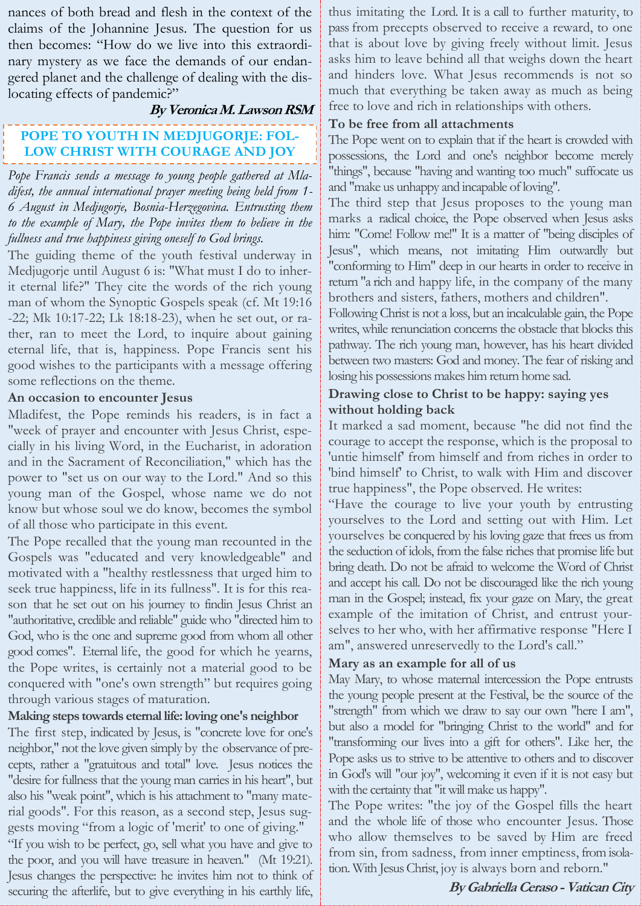nances of both bread and flesh in the context of the claims of the Johannine Jesus. The question for us then becomes: "How do we live into this extraordinary mystery as we face the demands of our endangered planet and the challenge of dealing with the dislocating effects of pandemic?"

**By Veronica M. Lawson RSM**

## POPE TO YOUTH IN MEDJUGORJE: FOLLOW CHRIST WITH COURAGE AND JOY

*Pope Francis sends a message to young people gathered at Mladifest, the annual international prayer meeting being held from 1-6 August in Medjugorje, Bosnia-Herzegovina. Entrusting them to the example of Mary, the Pope invites them to believe in the fullness and true happiness giving oneself to God brings.*

The guiding theme of the youth festival underway in Medjugorje until August 6 is: "What must I do to inherit eternal life?" They cite the words of the rich young man of whom the Synoptic Gospels speak (cf. Mt 19:16-22; Mk 10:17-22; Lk 18:18-23), when he set out, or rather, ran to meet the Lord, to inquire about gaining eternal life, that is, happiness. Pope Francis sent his good wishes to the participants with a message offering some reflections on the theme.

### An occasion to encounter Jesus

Mladifest, the Pope reminds his readers, is in fact a "week of prayer and encounter with Jesus Christ, especially in his living Word, in the Eucharist, in adoration and in the Sacrament of Reconciliation," which has the power to "set us on our way to the Lord." And so this young man of the Gospel, whose name we do not know but whose soul we do know, becomes the symbol of all those who participate in this event.

The Pope recalled that the young man recounted in the Gospels was "educated and very knowledgeable" and motivated with a "healthy restlessness that urged him to seek true happiness, life in its fullness". It is for this reason that he set out on his journey to findin Jesus Christ an "authoritative, credible and reliable" guide who "directed him to God, who is the one and supreme good from whom all other good comes". Eternal life, the good for which he yearns, the Pope writes, is certainly not a material good to be conquered with "one's own strength" but requires going through various stages of maturation.

### Making steps towards eternal life: loving one's neighbor

The first step, indicated by Jesus, is "concrete love for one's neighbor," not the love given simply by the observance of precepts, rather a "gratuitous and total" love. Jesus notices the "desire for fullness that the young man carries in his heart", but also his "weak point", which is his attachment to "many material goods". For this reason, as a second step, Jesus suggests moving "from a logic of 'merit' to one of giving."

"If you wish to be perfect, go, sell what you have and give to the poor, and you will have treasure in heaven." (Mt 19:21). Jesus changes the perspective: he invites him not to think of securing the afterlife, but to give everything in his earthly life, thus imitating the Lord. It is a call to further maturity, to pass from precepts observed to receive a reward, to one that is about love by giving freely without limit. Jesus asks him to leave behind all that weighs down the heart and hinders love. What Jesus recommends is not so much that everything be taken away as much as being free to love and rich in relationships with others.

### To be free from all attachments

The Pope went on to explain that if the heart is crowded with possessions, the Lord and one's neighbor become merely "things", because "having and wanting too much" suffocate us and "make us unhappy and incapable of loving".

The third step that Jesus proposes to the young man marks a radical choice, the Pope observed when Jesus asks him: "Come! Follow me!" It is a matter of "being disciples of Jesus", which means, not imitating Him outwardly but "conforming to Him" deep in our hearts in order to receive in return "a rich and happy life, in the company of the many brothers and sisters, fathers, mothers and children".

Following Christ is not a loss, but an incalculable gain, the Pope writes, while renunciation concerns the obstacle that blocks this pathway. The rich young man, however, has his heart divided between two masters: God and money. The fear of risking and losing his possessions makes him return home sad.

### Drawing close to Christ to be happy: saying yes without holding back

It marked a sad moment, because "he did not find the courage to accept the response, which is the proposal to 'untie himself' from himself and from riches in order to 'bind himself' to Christ, to walk with Him and discover true happiness", the Pope observed. He writes:

"Have the courage to live your youth by entrusting yourselves to the Lord and setting out with Him. Let yourselves be conquered by his loving gaze that frees us from the seduction of idols, from the false riches that promise life but bring death. Do not be afraid to welcome the Word of Christ and accept his call. Do not be discouraged like the rich young man in the Gospel; instead, fix your gaze on Mary, the great example of the imitation of Christ, and entrust yourselves to her who, with her affirmative response "Here I am", answered unreservedly to the Lord's call."

### Mary as an example for all of us

May Mary, to whose maternal intercession the Pope entrusts the young people present at the Festival, be the source of the "strength" from which we draw to say our own "here I am", but also a model for "bringing Christ to the world" and for "transforming our lives into a gift for others". Like her, the Pope asks us to strive to be attentive to others and to discover in God's will "our joy", welcoming it even if it is not easy but with the certainty that "it will make us happy".

The Pope writes: "the joy of the Gospel fills the heart and the whole life of those who encounter Jesus. Those who allow themselves to be saved by Him are freed from sin, from sadness, from inner emptiness, from isolation. With Jesus Christ, joy is always born and reborn."

**By Gabriella Ceraso - Vatican City**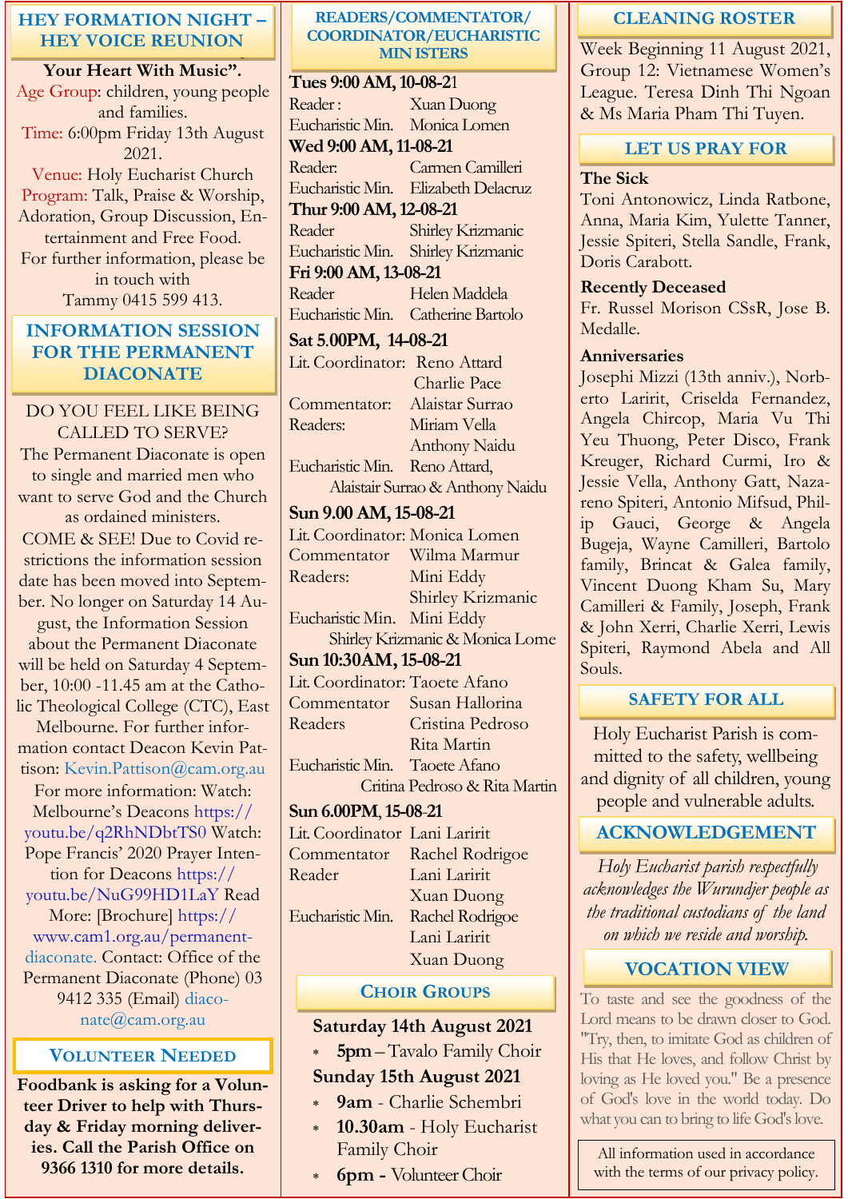## HEY FORMATION NIGHT – HEY VOICE REUNION

**Your Heart With Music".**

Age Group: children, young people and families.

Time: 6:00pm Friday 13th August 2021.

Venue: Holy Eucharist Church

Program: Talk, Praise & Worship, Adoration, Group Discussion, Entertainment and Free Food.

For further information, please be in touch with Tammy 0415 599 413.

## INFORMATION SESSION FOR THE PERMANENT DIACONATE

DO YOU FEEL LIKE BEING CALLED TO SERVE?

The Permanent Diaconate is open to single and married men who want to serve God and the Church as ordained ministers.

COME & SEE! Due to Covid restrictions the information session date has been moved into September. No longer on Saturday 14 August, the Information Session about the Permanent Diaconate will be held on Saturday 4 September, 10:00 -11.45 am at the Catholic Theological College (CTC), East Melbourne. For further information contact Deacon Kevin Pattison: Kevin.Pattison@cam.org.au

For more information: Watch: Melbourne's Deacons https://youtu.be/q2RhNDbtTS0 Watch: Pope Francis' 2020 Prayer Intention for Deacons https://youtu.be/NuG99HD1LaY Read More: [Brochure] https://www.cam1.org.au/permanent-diaconate. Contact: Office of the Permanent Diaconate (Phone) 03 9412 335 (Email) diaconate@cam.org.au

## VOLUNTEER NEEDED

**Foodbank is asking for a Volunteer Driver to help with Thursday & Friday morning deliveries. Call the Parish Office on 9366 1310 for more details.**

## READERS/COMMENTATOR/COORDINATOR/EUCHARISTIC MINISTERS

**Tues 9:00 AM, 10-08-21**
Reader : Xuan Duong
Eucharistic Min. Monica Lomen

**Wed 9:00 AM, 11-08-21**
Reader: Carmen Camilleri
Eucharistic Min. Elizabeth Delacruz

**Thur 9:00 AM, 12-08-21**
Reader Shirley Krizmanic
Eucharistic Min. Shirley Krizmanic

**Fri 9:00 AM, 13-08-21**
Reader Helen Maddela
Eucharistic Min. Catherine Bartolo

**Sat 5.00PM, 14-08-21**
Lit. Coordinator: Reno Attard, Charlie Pace
Commentator: Alaistar Surrao
Readers: Miriam Vella, Anthony Naidu
Eucharistic Min. Reno Attard, Alaistair Surrao & Anthony Naidu

**Sun 9.00 AM, 15-08-21**
Lit. Coordinator: Monica Lomen
Commentator Wilma Marmur
Readers: Mini Eddy, Shirley Krizmanic
Eucharistic Min. Mini Eddy, Shirley Krizmanic & Monica Lome

**Sun 10:30AM, 15-08-21**
Lit. Coordinator: Taoete Afano
Commentator Susan Hallorina
Readers Cristina Pedroso, Rita Martin
Eucharistic Min. Taoete Afano, Critina Pedroso & Rita Martin

**Sun 6.00PM, 15-08-21**
Lit. Coordinator Lani Laririt
Commentator Rachel Rodrigoe
Reader Lani Laririt, Xuan Duong
Eucharistic Min. Rachel Rodrigoe, Lani Laririt, Xuan Duong

## CHOIR GROUPS

**Saturday 14th August 2021**
- **5pm** – Tavalo Family Choir

**Sunday 15th August 2021**
- **9am** - Charlie Schembri
- **10.30am** - Holy Eucharist Family Choir
- **6pm** - Volunteer Choir

## CLEANING ROSTER

Week Beginning 11 August 2021, Group 12: Vietnamese Women's League. Teresa Dinh Thi Ngoan & Ms Maria Pham Thi Tuyen.

## LET US PRAY FOR

**The Sick**

Toni Antonowicz, Linda Ratbone, Anna, Maria Kim, Yulette Tanner, Jessie Spiteri, Stella Sandle, Frank, Doris Carabott.

**Recently Deceased**

Fr. Russel Morison CSsR, Jose B. Medalle.

**Anniversaries**

Josephi Mizzi (13th anniv.), Norberto Laririt, Criselda Fernandez, Angela Chircop, Maria Vu Thi Yeu Thuong, Peter Disco, Frank Kreuger, Richard Curmi, Iro & Jessie Vella, Anthony Gatt, Nazareno Spiteri, Antonio Mifsud, Philip Gauci, George & Angela Bugeja, Wayne Camilleri, Bartolo family, Brincat & Galea family, Vincent Duong Kham Su, Mary Camilleri & Family, Joseph, Frank & John Xerri, Charlie Xerri, Lewis Spiteri, Raymond Abela and All Souls.

## SAFETY FOR ALL

Holy Eucharist Parish is committed to the safety, wellbeing and dignity of all children, young people and vulnerable adults.

## ACKNOWLEDGEMENT

*Holy Eucharist parish respectfully acknowledges the Wurundjer people as the traditional custodians of the land on which we reside and worship.*

## VOCATION VIEW

To taste and see the goodness of the Lord means to be drawn closer to God. "Try, then, to imitate God as children of His that He loves, and follow Christ by loving as He loved you." Be a presence of God's love in the world today. Do what you can to bring to life God's love.

All information used in accordance with the terms of our privacy policy.